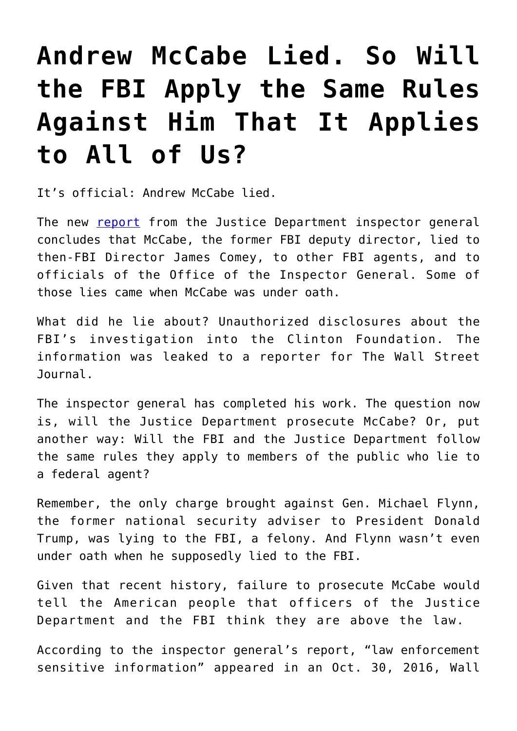# Andrew McCabe Lied. So Will the FBI Apply the Same Rules Against Him That It Applies to All of Us?

It's official: Andrew McCabe lied.

The new [report](report) from the Justice Department inspector general concludes that McCabe, the former FBI deputy director, lied to then-FBI Director James Comey, to other FBI agents, and to officials of the Office of the Inspector General. Some of those lies came when McCabe was under oath.

What did he lie about? Unauthorized disclosures about the FBI's investigation into the Clinton Foundation. The information was leaked to a reporter for The Wall Street Journal.

The inspector general has completed his work. The question now is, will the Justice Department prosecute McCabe? Or, put another way: Will the FBI and the Justice Department follow the same rules they apply to members of the public who lie to a federal agent?

Remember, the only charge brought against Gen. Michael Flynn, the former national security adviser to President Donald Trump, was lying to the FBI, a felony. And Flynn wasn't even under oath when he supposedly lied to the FBI.

Given that recent history, failure to prosecute McCabe would tell the American people that officers of the Justice Department and the FBI think they are above the law.

According to the inspector general's report, "law enforcement sensitive information" appeared in an Oct. 30, 2016, Wall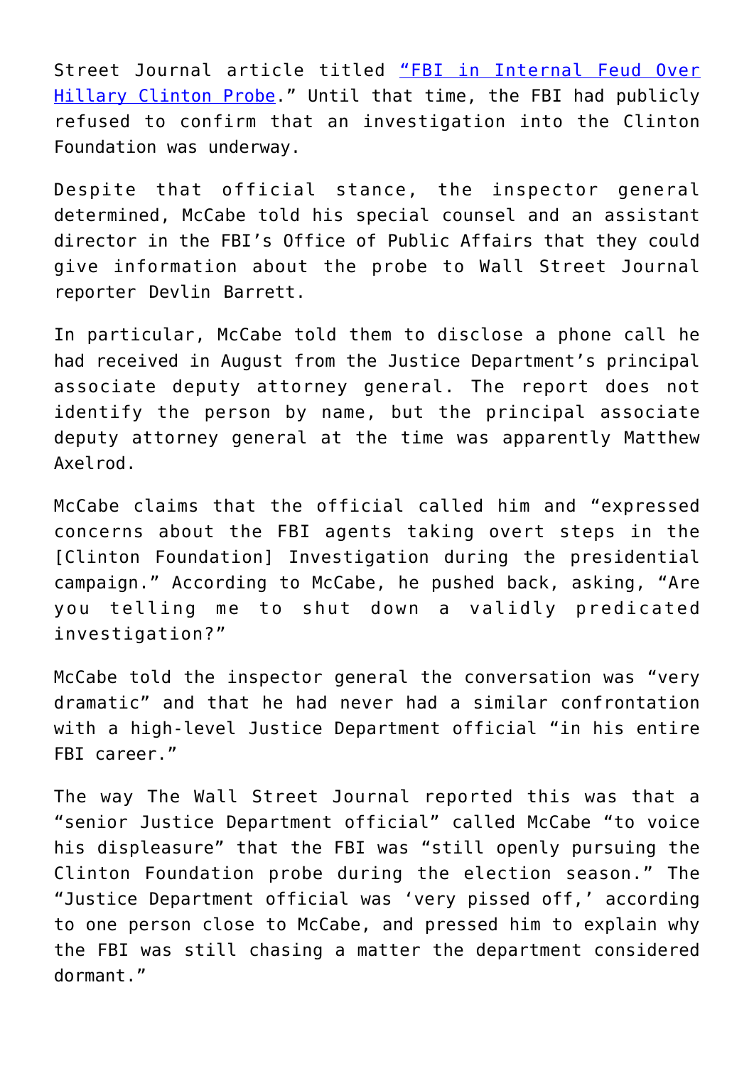Street Journal article titled [“FBI in Internal Feud Over Hillary Clinton Probe](#).” Until that time, the FBI had publicly refused to confirm that an investigation into the Clinton Foundation was underway.

Despite that official stance, the inspector general determined, McCabe told his special counsel and an assistant director in the FBI’s Office of Public Affairs that they could give information about the probe to Wall Street Journal reporter Devlin Barrett.

In particular, McCabe told them to disclose a phone call he had received in August from the Justice Department’s principal associate deputy attorney general. The report does not identify the person by name, but the principal associate deputy attorney general at the time was apparently Matthew Axelrod.

McCabe claims that the official called him and “expressed concerns about the FBI agents taking overt steps in the [Clinton Foundation] Investigation during the presidential campaign.” According to McCabe, he pushed back, asking, “Are you telling me to shut down a validly predicated investigation?”

McCabe told the inspector general the conversation was “very dramatic” and that he had never had a similar confrontation with a high-level Justice Department official “in his entire FBI career.”

The way The Wall Street Journal reported this was that a “senior Justice Department official” called McCabe “to voice his displeasure” that the FBI was “still openly pursuing the Clinton Foundation probe during the election season.” The “Justice Department official was ‘very pissed off,’ according to one person close to McCabe, and pressed him to explain why the FBI was still chasing a matter the department considered dormant.”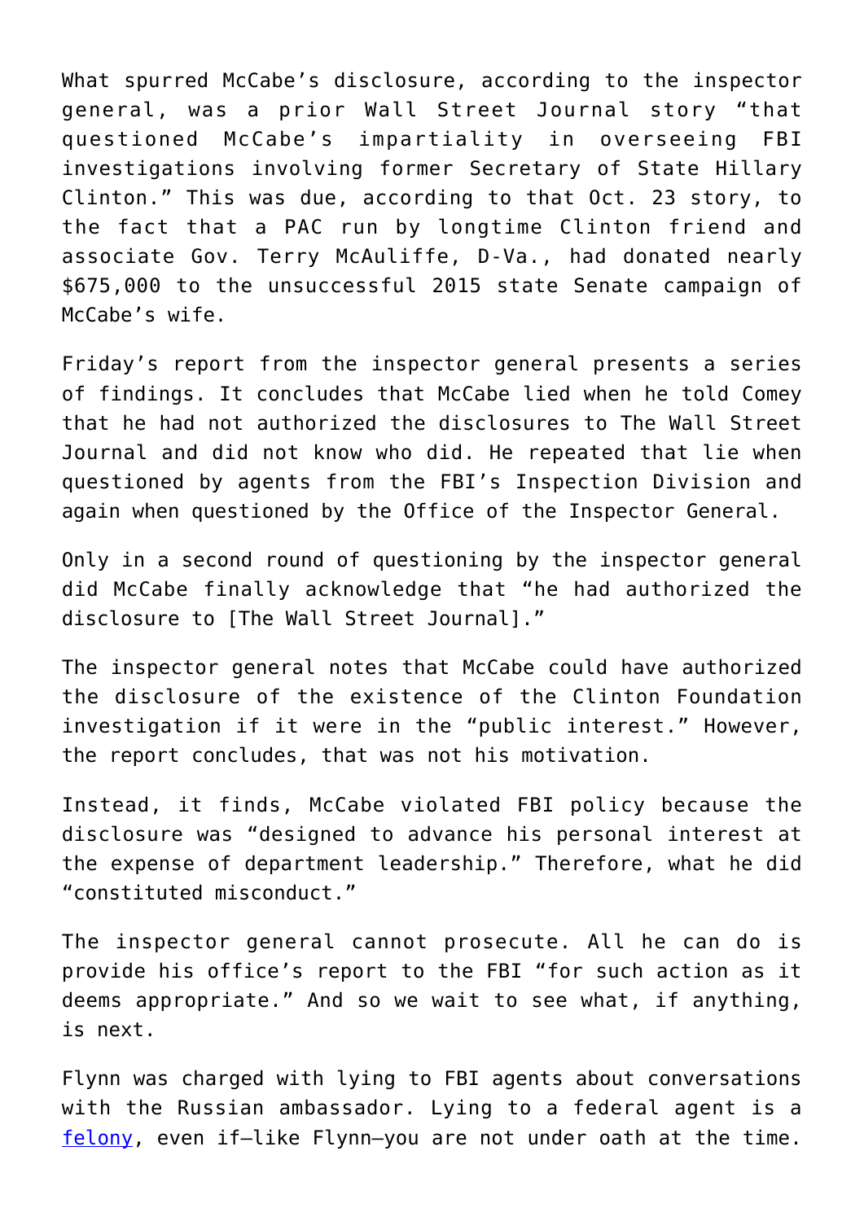What spurred McCabe's disclosure, according to the inspector general, was a prior Wall Street Journal story "that questioned McCabe's impartiality in overseeing FBI investigations involving former Secretary of State Hillary Clinton." This was due, according to that Oct. 23 story, to the fact that a PAC run by longtime Clinton friend and associate Gov. Terry McAuliffe, D-Va., had donated nearly $675,000 to the unsuccessful 2015 state Senate campaign of McCabe's wife.

Friday's report from the inspector general presents a series of findings. It concludes that McCabe lied when he told Comey that he had not authorized the disclosures to The Wall Street Journal and did not know who did. He repeated that lie when questioned by agents from the FBI's Inspection Division and again when questioned by the Office of the Inspector General.

Only in a second round of questioning by the inspector general did McCabe finally acknowledge that "he had authorized the disclosure to [The Wall Street Journal]."

The inspector general notes that McCabe could have authorized the disclosure of the existence of the Clinton Foundation investigation if it were in the "public interest." However, the report concludes, that was not his motivation.

Instead, it finds, McCabe violated FBI policy because the disclosure was "designed to advance his personal interest at the expense of department leadership." Therefore, what he did "constituted misconduct."

The inspector general cannot prosecute. All he can do is provide his office's report to the FBI "for such action as it deems appropriate." And so we wait to see what, if anything, is next.

Flynn was charged with lying to FBI agents about conversations with the Russian ambassador. Lying to a federal agent is a felony, even if—like Flynn—you are not under oath at the time.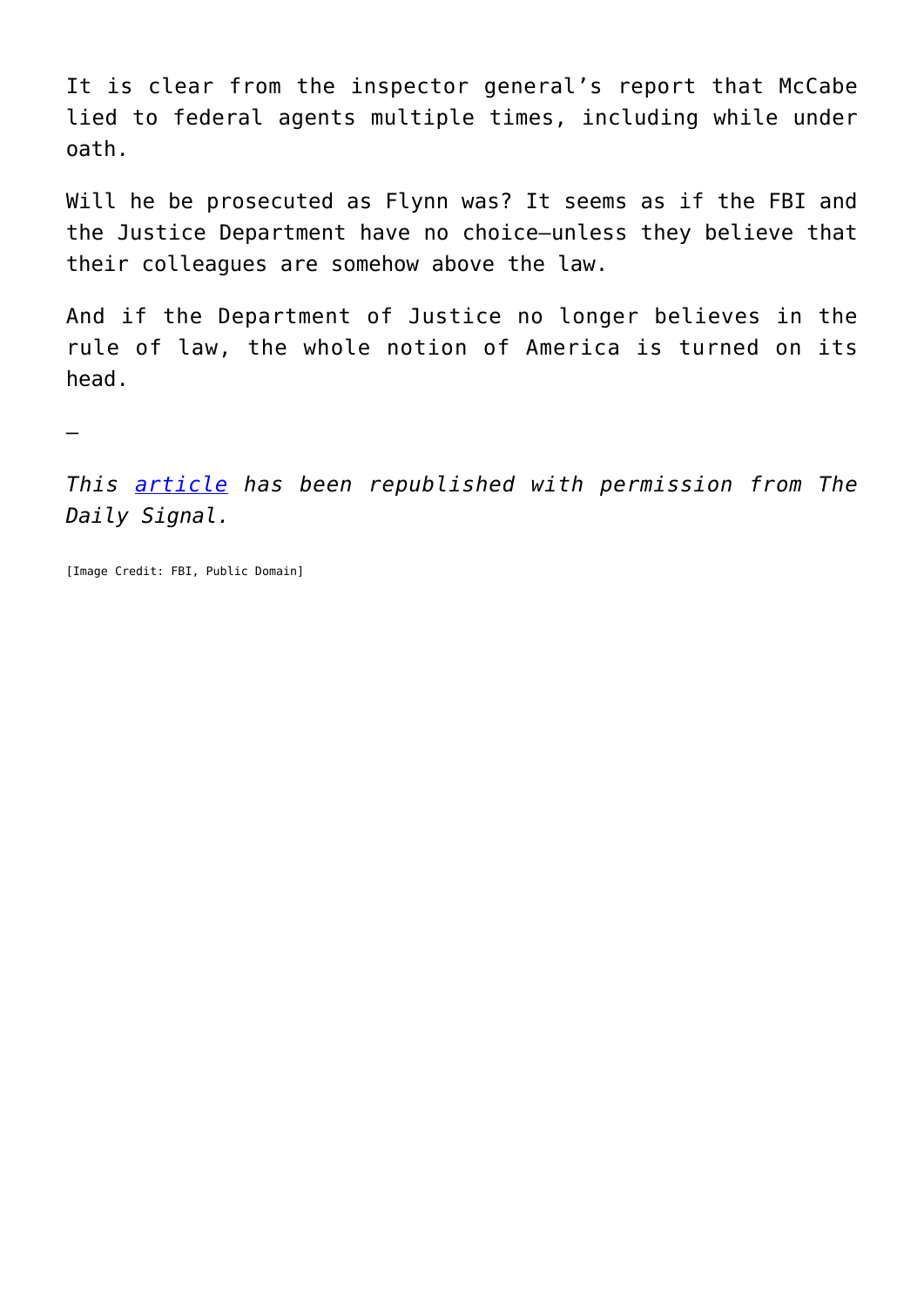It is clear from the inspector general's report that McCabe lied to federal agents multiple times, including while under oath.

Will he be prosecuted as Flynn was? It seems as if the FBI and the Justice Department have no choice—unless they believe that their colleagues are somehow above the law.

And if the Department of Justice no longer believes in the rule of law, the whole notion of America is turned on its head.

—

*This [article](article) has been republished with permission from The Daily Signal.*

[Image Credit: FBI, Public Domain]